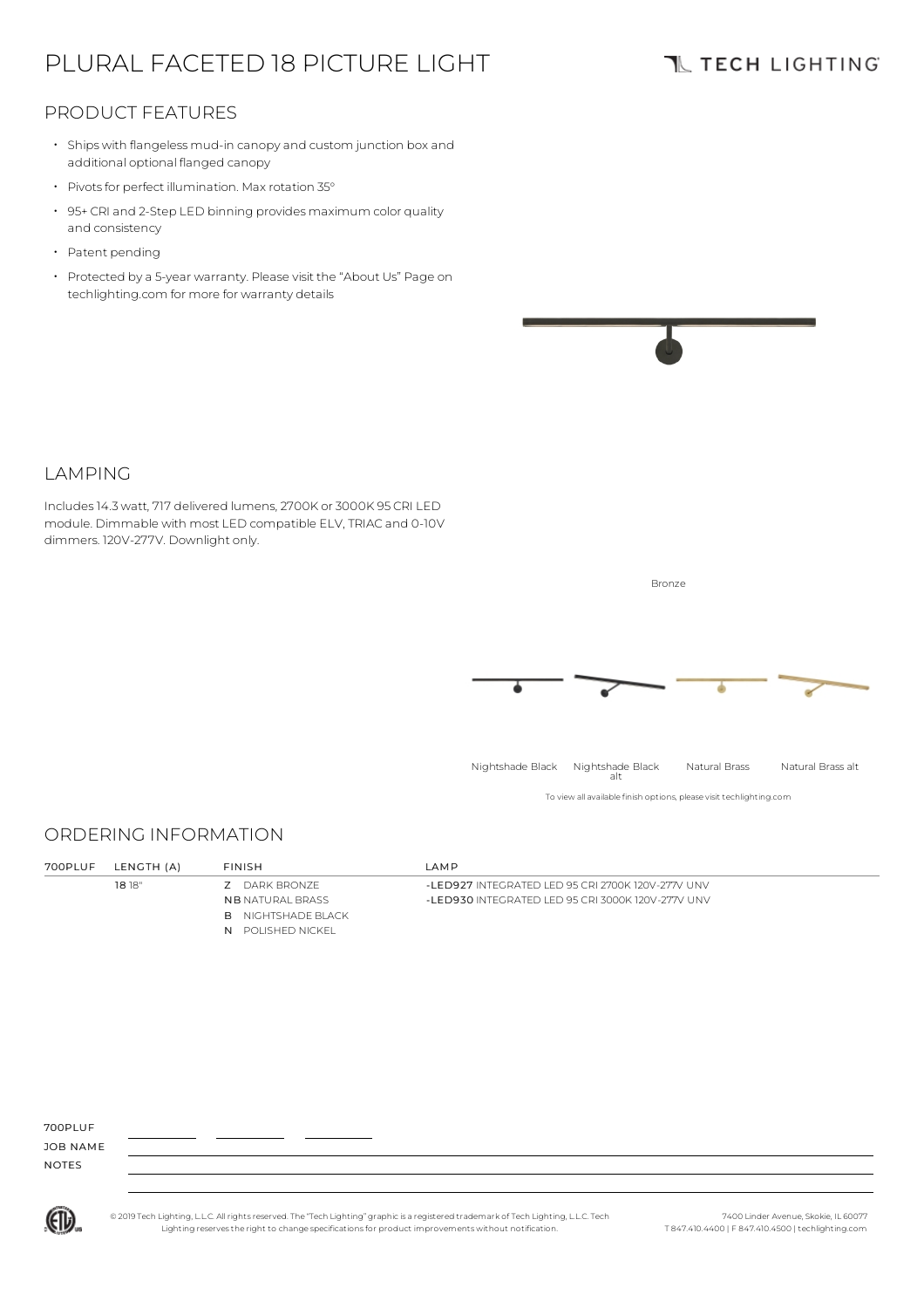# PLURAL FACETED 18 PICTURE LIGHT

TECH LIGHTING

## PRODUCT FEATURES

- Ships with flangeless mud-in canopy and custom junction box and additional optional flanged canopy
- Pivots for perfect illumination. Max rotation 35°
- 95+ CRI and 2-Step LED binning provides maximum color quality and consistency
- Patent pending
- Protected by a 5-year warranty. Please visit the "About Us" Page on techlighting.com for more for warranty details

## LAMPING

Includes 14.3 watt, 717 delivered lumens, 2700K or 3000K 95 CRI LED module. Dimmable with most LED compatible ELV, TRIAC and 0-10V dimmers. 120V-277V. Downlight only.

Bronze

Nightshade Black | Nightshade Black alt | Natural Brass | Natural Brass alt

To view all available finish options, please visit techlighting.com

## ORDERING INFORMATION

| 700PLUF | LENGTH (A) | FINISH | LAMP |
|---|---|---|---|
| | **18** 18" | **Z** DARK BRONZE | **-LED927** INTEGRATED LED 95 CRI 2700K 120V-277V UNV |
| | | **NB** NATURAL BRASS | **-LED930** INTEGRATED LED 95 CRI 3000K 120V-277V UNV |
| | | **B** NIGHTSHADE BLACK | |
| | | **N** POLISHED NICKEL | |

700PLUF ________ ________ ________

JOB NAME

NOTES

© 2019 Tech Lighting, L.L.C. All rights reserved. The "Tech Lighting" graphic is a registered trademark of Tech Lighting, L.L.C. Tech Lighting reserves the right to change specifications for product improvements without notification.

7400 Linder Avenue, Skokie, IL 60077
T 847.410.4400 | F 847.410.4500 | techlighting.com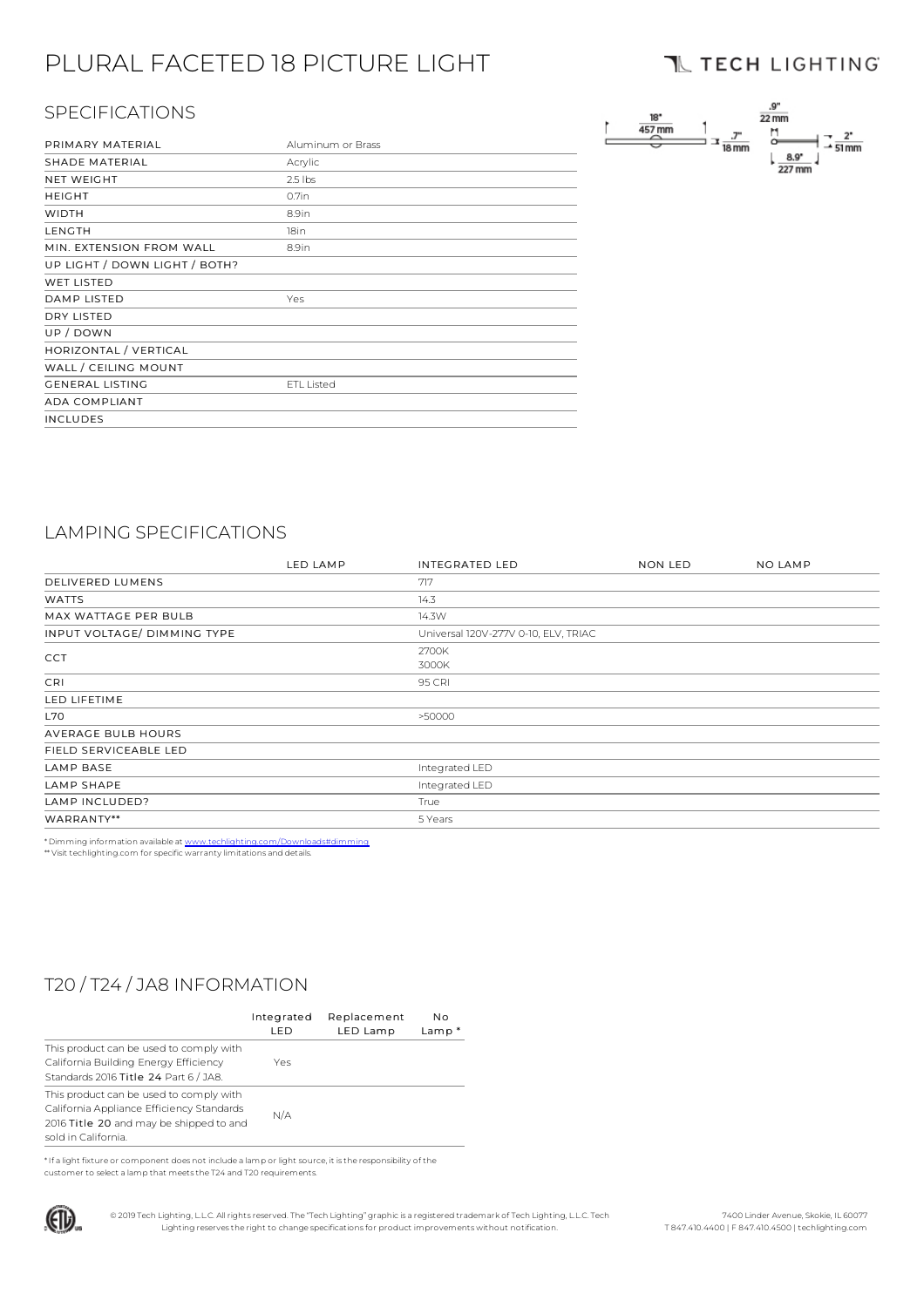# PLURAL FACETED 18 PICTURE LIGHT

TECH LIGHTING

## SPECIFICATIONS

| | |
|---|---|
| PRIMARY MATERIAL | Aluminum or Brass |
| SHADE MATERIAL | Acrylic |
| NET WEIGHT | 2.5 lbs |
| HEIGHT | 0.7in |
| WIDTH | 8.9in |
| LENGTH | 18in |
| MIN. EXTENSION FROM WALL | 8.9in |
| UP LIGHT / DOWN LIGHT / BOTH? | |
| WET LISTED | |
| DAMP LISTED | Yes |
| DRY LISTED | |
| UP / DOWN | |
| HORIZONTAL / VERTICAL | |
| WALL / CEILING MOUNT | |
| GENERAL LISTING | ETL Listed |
| ADA COMPLIANT | |
| INCLUDES | |

18"
457 mm
.7"
18 mm
.9"
22 mm
8.9"
227 mm
2"
51 mm

## LAMPING SPECIFICATIONS

| | LED LAMP | INTEGRATED LED | NON LED | NO LAMP |
|---|---|---|---|---|
| DELIVERED LUMENS | | 717 | | |
| WATTS | | 14.3 | | |
| MAX WATTAGE PER BULB | | 14.3W | | |
| INPUT VOLTAGE/ DIMMING TYPE | | Universal 120V-277V 0-10, ELV, TRIAC | | |
| CCT | | 2700K 3000K | | |
| CRI | | 95 CRI | | |
| LED LIFETIME | | | | |
| L70 | | >50000 | | |
| AVERAGE BULB HOURS | | | | |
| FIELD SERVICEABLE LED | | | | |
| LAMP BASE | | Integrated LED | | |
| LAMP SHAPE | | Integrated LED | | |
| LAMP INCLUDED? | | True | | |
| WARRANTY** | | 5 Years | | |

* Dimming information available at www.techlighting.com/Downloads#dimming
** Visit techlighting.com for specific warranty limitations and details.

## T20 / T24 / JA8 INFORMATION

| | Integrated LED | Replacement LED Lamp | No Lamp * |
|---|---|---|---|
| This product can be used to comply with California Building Energy Efficiency Standards 2016 Title 24 Part 6 / JA8. | Yes | | |
| This product can be used to comply with California Appliance Efficiency Standards 2016 Title 20 and may be shipped to and sold in California. | N/A | | |

* If a light fixture or component does not include a lamp or light source, it is the responsibility of the customer to select a lamp that meets the T24 and T20 requirements.

© 2019 Tech Lighting, L.L.C. All rights reserved. The "Tech Lighting" graphic is a registered trademark of Tech Lighting, L.L.C. Tech Lighting reserves the right to change specifications for product improvements without notification.

7400 Linder Avenue, Skokie, IL 60077
T 847.410.4400 | F 847.410.4500 | techlighting.com